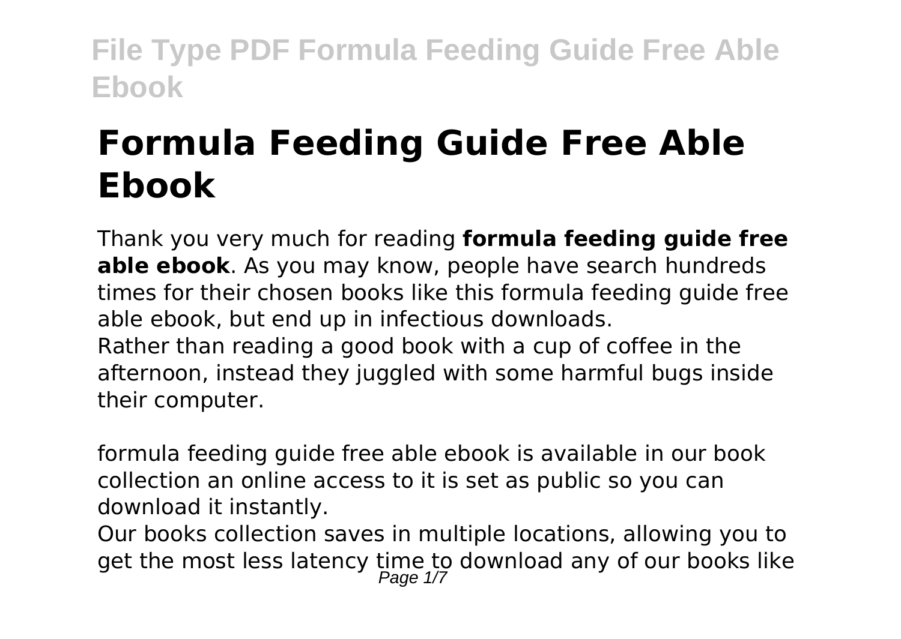# Formula Feeding Guide Free Able Ebook

Thank you very much for reading **formula feeding guide free able ebook**. As you may know, people have search hundreds times for their chosen books like this formula feeding guide free able ebook, but end up in infectious downloads.

Rather than reading a good book with a cup of coffee in the afternoon, instead they juggled with some harmful bugs inside their computer.

formula feeding guide free able ebook is available in our book collection an online access to it is set as public so you can download it instantly.

Our books collection saves in multiple locations, allowing you to get the most less latency time to download any of our books like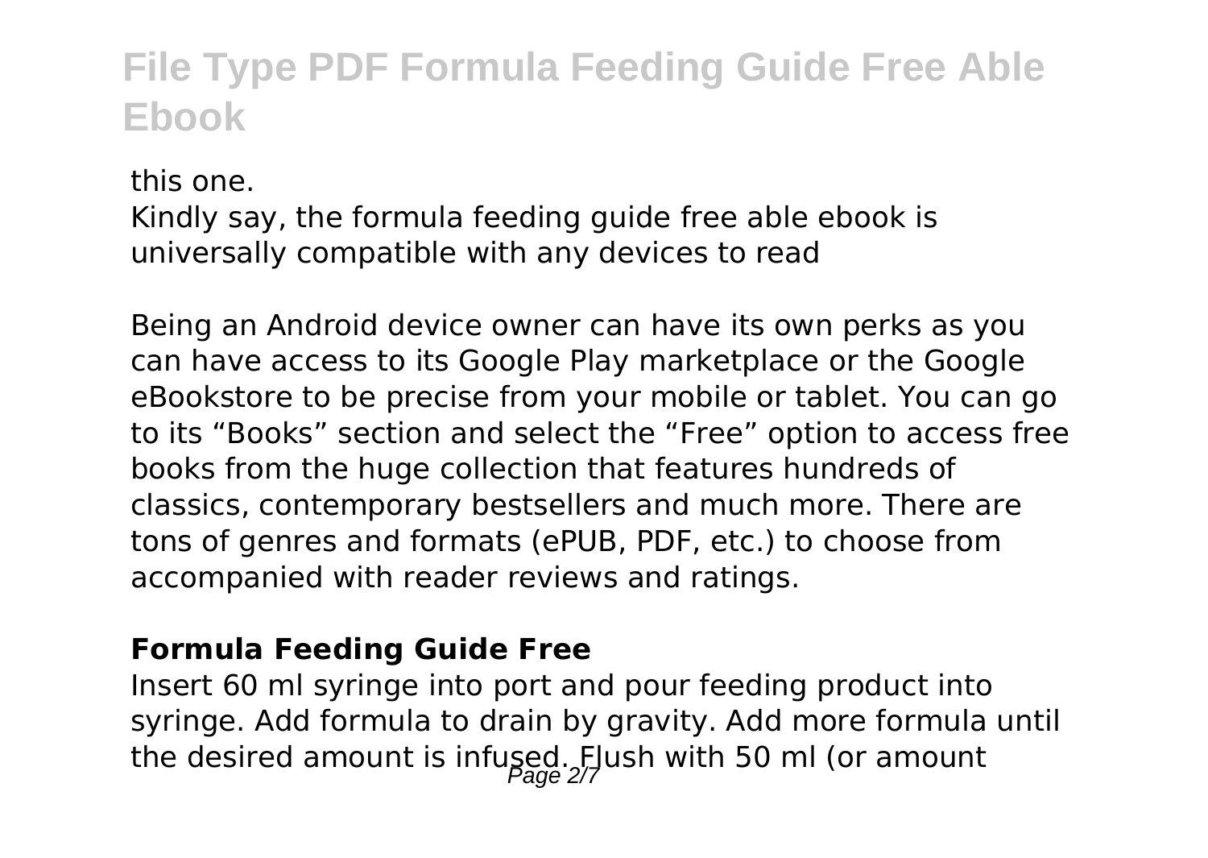this one.

Kindly say, the formula feeding guide free able ebook is universally compatible with any devices to read

Being an Android device owner can have its own perks as you can have access to its Google Play marketplace or the Google eBookstore to be precise from your mobile or tablet. You can go to its "Books" section and select the "Free" option to access free books from the huge collection that features hundreds of classics, contemporary bestsellers and much more. There are tons of genres and formats (ePUB, PDF, etc.) to choose from accompanied with reader reviews and ratings.

### Formula Feeding Guide Free

Insert 60 ml syringe into port and pour feeding product into syringe. Add formula to drain by gravity. Add more formula until the desired amount is infused. Flush with 50 ml (or amount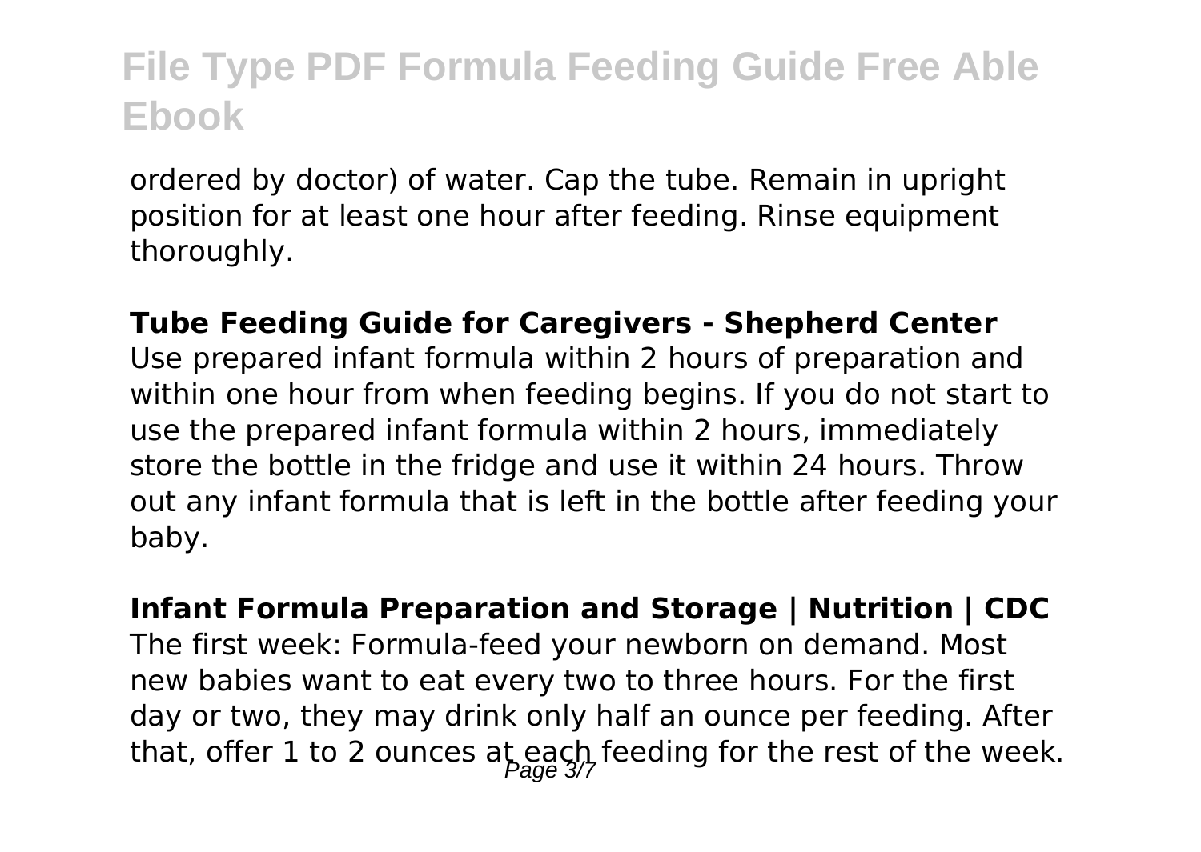ordered by doctor) of water. Cap the tube. Remain in upright position for at least one hour after feeding. Rinse equipment thoroughly.

**Tube Feeding Guide for Caregivers - Shepherd Center**

Use prepared infant formula within 2 hours of preparation and within one hour from when feeding begins. If you do not start to use the prepared infant formula within 2 hours, immediately store the bottle in the fridge and use it within 24 hours. Throw out any infant formula that is left in the bottle after feeding your baby.

**Infant Formula Preparation and Storage | Nutrition | CDC**

The first week: Formula-feed your newborn on demand. Most new babies want to eat every two to three hours. For the first day or two, they may drink only half an ounce per feeding. After that, offer 1 to 2 ounces at each feeding for the rest of the week.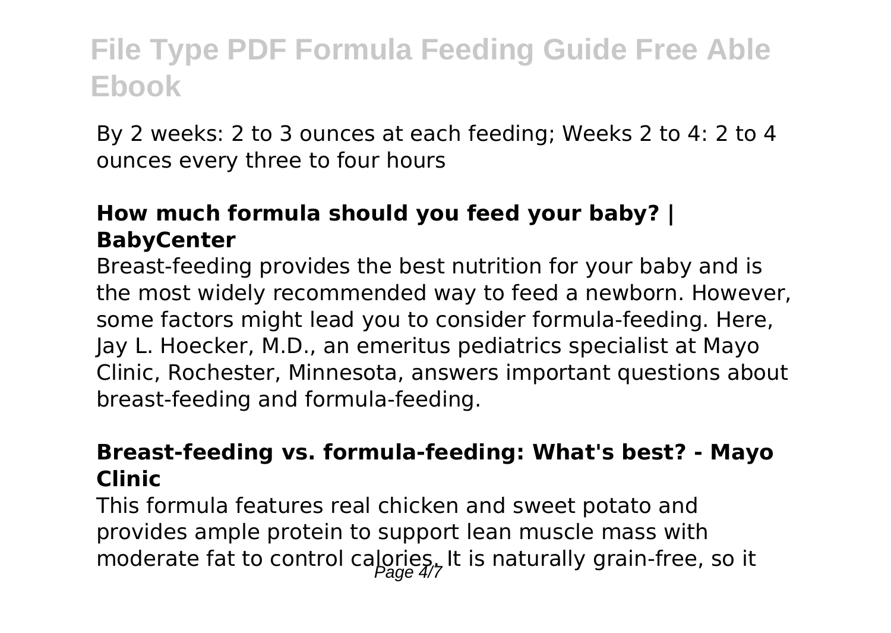By 2 weeks: 2 to 3 ounces at each feeding; Weeks 2 to 4: 2 to 4 ounces every three to four hours

### How much formula should you feed your baby? | BabyCenter

Breast-feeding provides the best nutrition for your baby and is the most widely recommended way to feed a newborn. However, some factors might lead you to consider formula-feeding. Here, Jay L. Hoecker, M.D., an emeritus pediatrics specialist at Mayo Clinic, Rochester, Minnesota, answers important questions about breast-feeding and formula-feeding.

### Breast-feeding vs. formula-feeding: What's best? - Mayo Clinic

This formula features real chicken and sweet potato and provides ample protein to support lean muscle mass with moderate fat to control calories. It is naturally grain-free, so it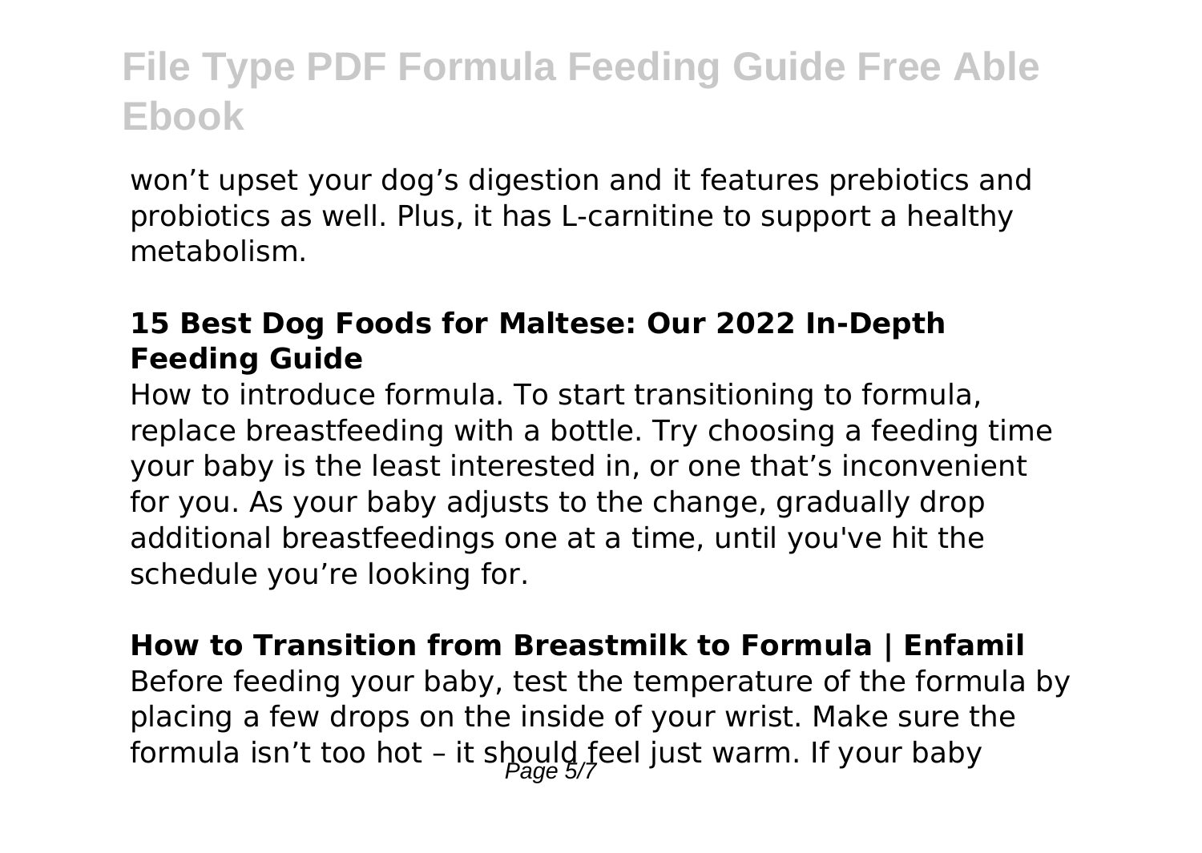won't upset your dog's digestion and it features prebiotics and probiotics as well. Plus, it has L-carnitine to support a healthy metabolism.

### 15 Best Dog Foods for Maltese: Our 2022 In-Depth Feeding Guide

How to introduce formula. To start transitioning to formula, replace breastfeeding with a bottle. Try choosing a feeding time your baby is the least interested in, or one that's inconvenient for you. As your baby adjusts to the change, gradually drop additional breastfeedings one at a time, until you've hit the schedule you're looking for.

### How to Transition from Breastmilk to Formula | Enfamil

Before feeding your baby, test the temperature of the formula by placing a few drops on the inside of your wrist. Make sure the formula isn't too hot – it should feel just warm. If your baby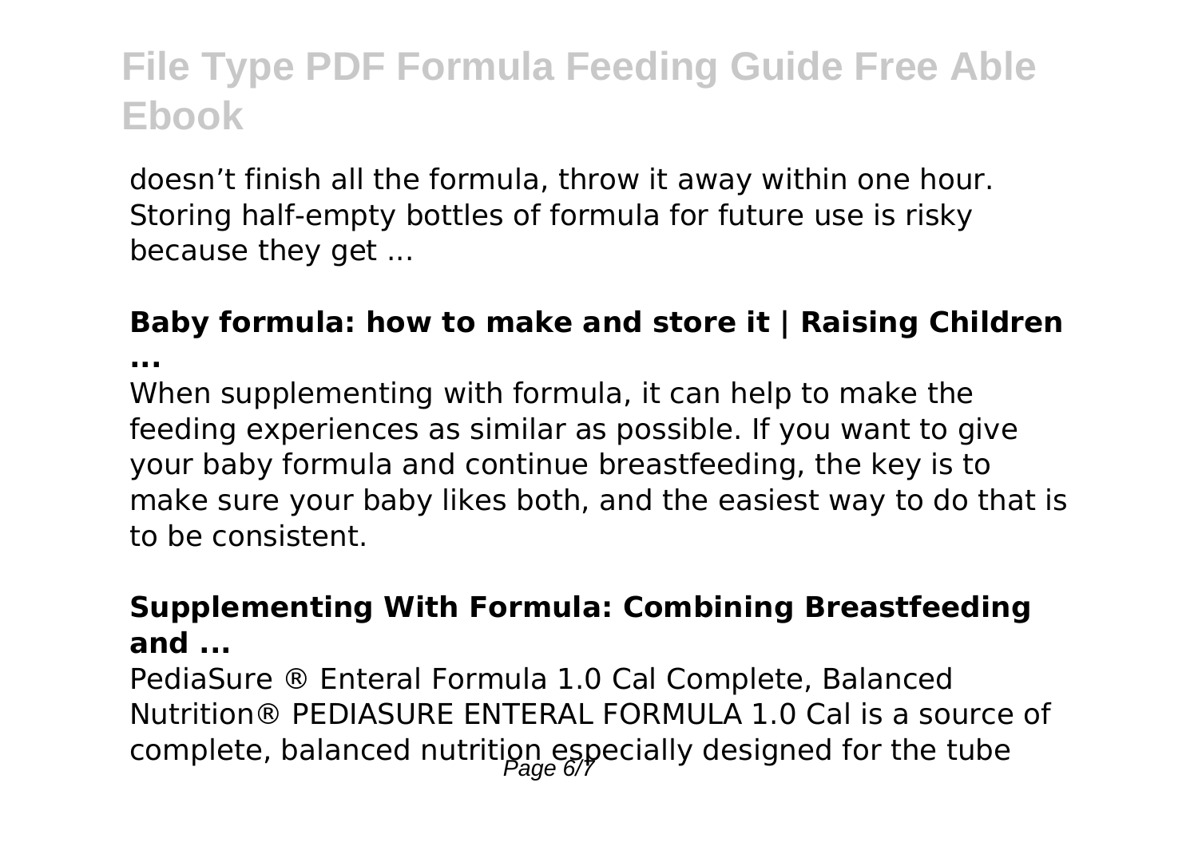doesn't finish all the formula, throw it away within one hour. Storing half-empty bottles of formula for future use is risky because they get ...

**Baby formula: how to make and store it | Raising Children ...**

When supplementing with formula, it can help to make the feeding experiences as similar as possible. If you want to give your baby formula and continue breastfeeding, the key is to make sure your baby likes both, and the easiest way to do that is to be consistent.

**Supplementing With Formula: Combining Breastfeeding and ...**

PediaSure ® Enteral Formula 1.0 Cal Complete, Balanced Nutrition® PEDIASURE ENTERAL FORMULA 1.0 Cal is a source of complete, balanced nutrition especially designed for the tube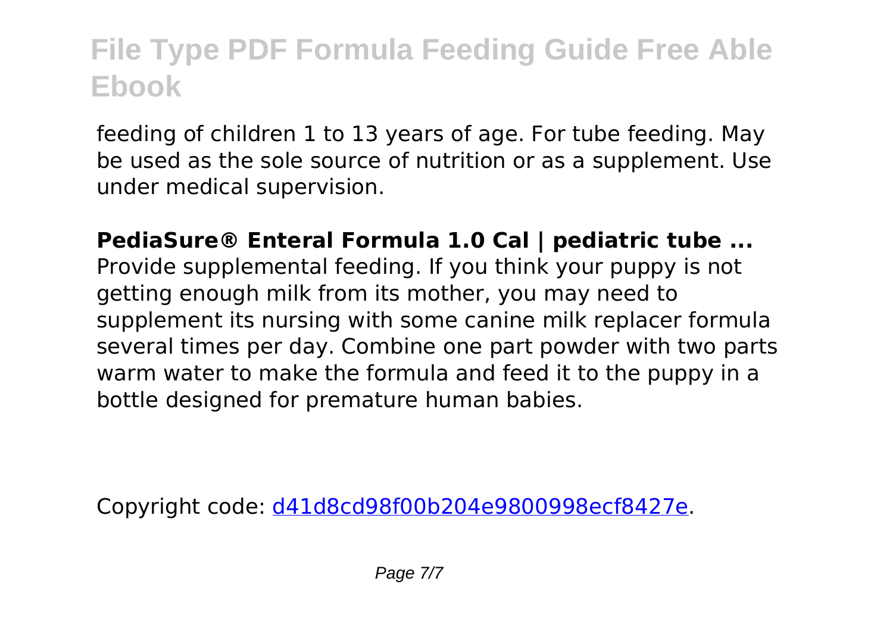feeding of children 1 to 13 years of age. For tube feeding. May be used as the sole source of nutrition or as a supplement. Use under medical supervision.

**PediaSure® Enteral Formula 1.0 Cal | pediatric tube ...**

Provide supplemental feeding. If you think your puppy is not getting enough milk from its mother, you may need to supplement its nursing with some canine milk replacer formula several times per day. Combine one part powder with two parts warm water to make the formula and feed it to the puppy in a bottle designed for premature human babies.

Copyright code: d41d8cd98f00b204e9800998ecf8427e.